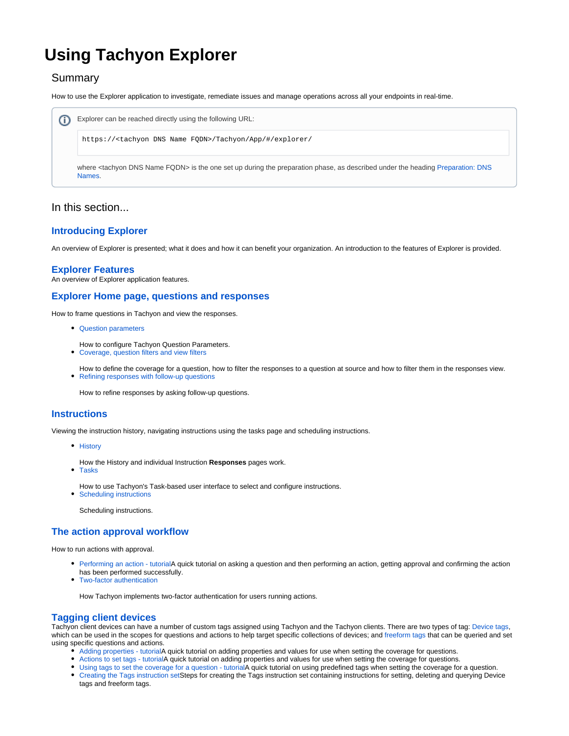# Using Tachyon Explorer

## Summary

How to use the Explorer application to investigate, remediate issues and manage operations across all your endpoints in real-time.

> Explorer can be reached directly using the following URL:
>
> ```
> https://<tachyon DNS Name FQDN>/Tachyon/App/#/explorer/
> ```
>
> where <tachyon DNS Name FQDN> is the one set up during the preparation phase, as described under the heading Preparation: DNS Names.

## In this section...

### Introducing Explorer

An overview of Explorer is presented; what it does and how it can benefit your organization. An introduction to the features of Explorer is provided.

### Explorer Features

An overview of Explorer application features.

### Explorer Home page, questions and responses

How to frame questions in Tachyon and view the responses.

- Question parameters

  How to configure Tachyon Question Parameters.
- Coverage, question filters and view filters

  How to define the coverage for a question, how to filter the responses to a question at source and how to filter them in the responses view.
- Refining responses with follow-up questions

  How to refine responses by asking follow-up questions.

### Instructions

Viewing the instruction history, navigating instructions using the tasks page and scheduling instructions.

- History

  How the History and individual Instruction **Responses** pages work.
- Tasks

  How to use Tachyon's Task-based user interface to select and configure instructions.
- Scheduling instructions

  Scheduling instructions.

### The action approval workflow

How to run actions with approval.

- Performing an action - tutorialA quick tutorial on asking a question and then performing an action, getting approval and confirming the action has been performed successfully.
- Two-factor authentication

  How Tachyon implements two-factor authentication for users running actions.

### Tagging client devices

Tachyon client devices can have a number of custom tags assigned using Tachyon and the Tachyon clients. There are two types of tag: Device tags, which can be used in the scopes for questions and actions to help target specific collections of devices; and freeform tags that can be queried and set using specific questions and actions.

- Adding properties - tutorialA quick tutorial on adding properties and values for use when setting the coverage for questions.
- Actions to set tags - tutorialA quick tutorial on adding properties and values for use when setting the coverage for questions.
- Using tags to set the coverage for a question - tutorialA quick tutorial on using predefined tags when setting the coverage for a question.
- Creating the Tags instruction setSteps for creating the Tags instruction set containing instructions for setting, deleting and querying Device tags and freeform tags.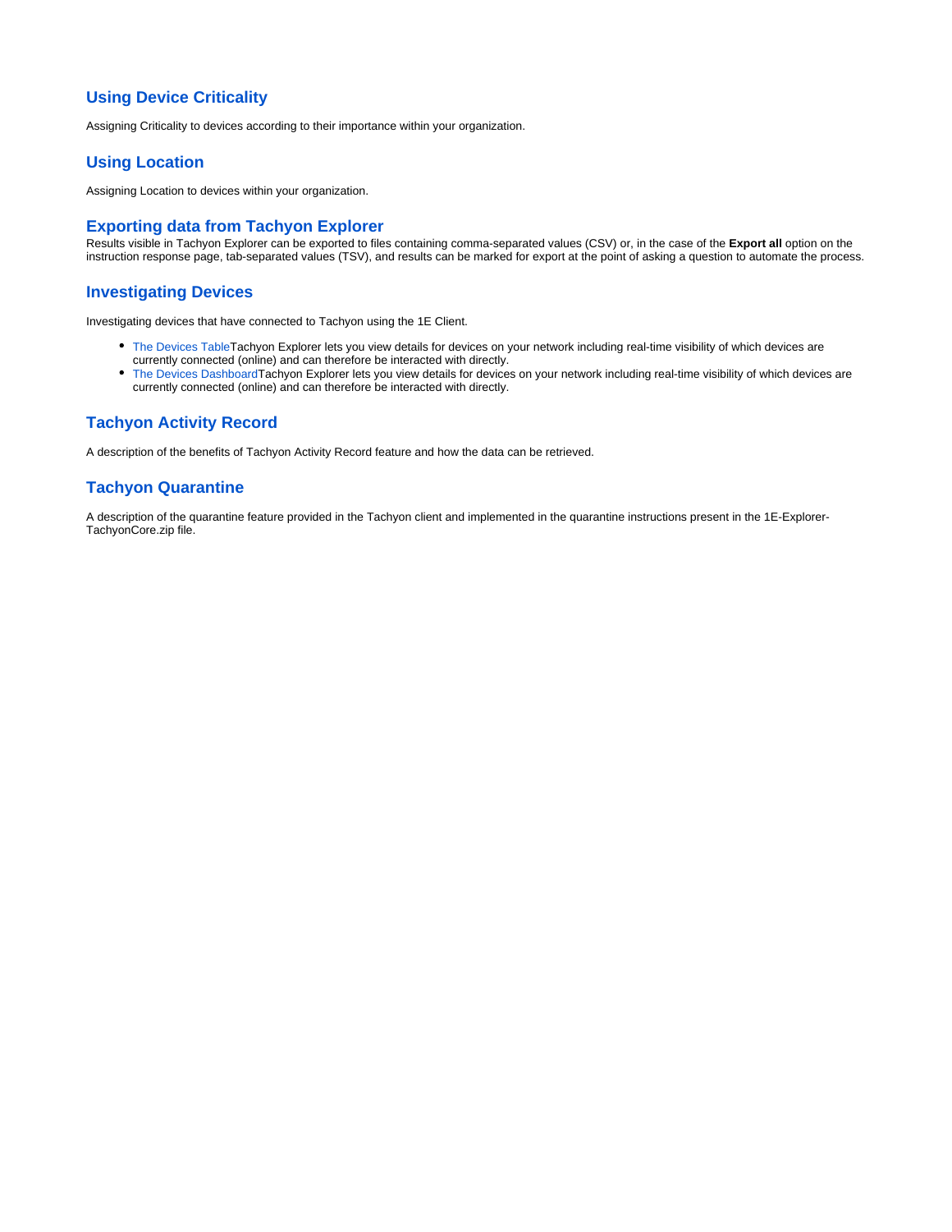## Using Device Criticality

Assigning Criticality to devices according to their importance within your organization.

## Using Location

Assigning Location to devices within your organization.

## Exporting data from Tachyon Explorer

Results visible in Tachyon Explorer can be exported to files containing comma-separated values (CSV) or, in the case of the **Export all** option on the instruction response page, tab-separated values (TSV), and results can be marked for export at the point of asking a question to automate the process.

## Investigating Devices

Investigating devices that have connected to Tachyon using the 1E Client.

- The Devices TableTachyon Explorer lets you view details for devices on your network including real-time visibility of which devices are currently connected (online) and can therefore be interacted with directly.
- The Devices DashboardTachyon Explorer lets you view details for devices on your network including real-time visibility of which devices are currently connected (online) and can therefore be interacted with directly.

## Tachyon Activity Record

A description of the benefits of Tachyon Activity Record feature and how the data can be retrieved.

## Tachyon Quarantine

A description of the quarantine feature provided in the Tachyon client and implemented in the quarantine instructions present in the 1E-Explorer-TachyonCore.zip file.